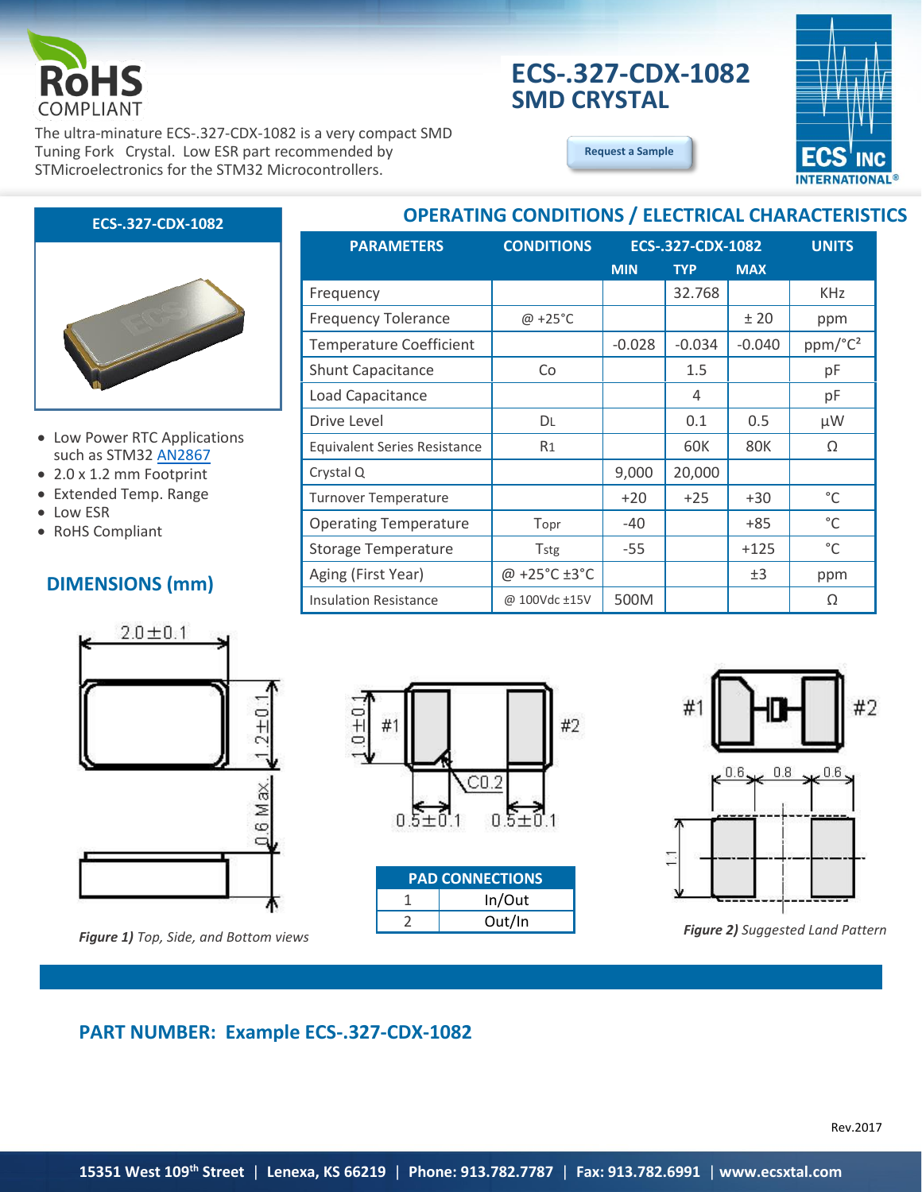RoHS COMPLIANT

# ECS-.327-CDX-1082
## SMD CRYSTAL

The ultra-minature ECS-.327-CDX-1082 is a very compact SMD Tuning Fork Crystal. Low ESR part recommended by STMicroelectronics for the STM32 Microcontrollers.

Request a Sample

ECS INC INTERNATIONAL®

### ECS-.327-CDX-1082

- Low Power RTC Applications such as STM32 AN2867
- 2.0 x 1.2 mm Footprint
- Extended Temp. Range
- Low ESR
- RoHS Compliant

## OPERATING CONDITIONS / ELECTRICAL CHARACTERISTICS

| PARAMETERS | CONDITIONS | ECS-.327-CDX-1082 | | | UNITS |
|---|---|---|---|---|---|
| | | MIN | TYP | MAX | |
| Frequency | | | 32.768 | | KHz |
| Frequency Tolerance | @ +25°C | | | ± 20 | ppm |
| Temperature Coefficient | | -0.028 | -0.034 | -0.040 | ppm/°C² |
| Shunt Capacitance | Co | | 1.5 | | pF |
| Load Capacitance | | | 4 | | pF |
| Drive Level | DL | | 0.1 | 0.5 | µW |
| Equivalent Series Resistance | R1 | | 60K | 80K | Ω |
| Crystal Q | | 9,000 | 20,000 | | |
| Turnover Temperature | | +20 | +25 | +30 | °C |
| Operating Temperature | Topr | -40 | | +85 | °C |
| Storage Temperature | Tstg | -55 | | +125 | °C |
| Aging (First Year) | @ +25°C ±3°C | | | ±3 | ppm |
| Insulation Resistance | @ 100Vdc ±15V | 500M | | | Ω |

## DIMENSIONS (mm)

2.0±0.1, 1.2±0.1, 0.6 Max

*Figure 1)* Top, Side, and Bottom views

1.0±0.1, #1, #2, C0.2, 0.5±0.1, 0.5±0.1

| PAD CONNECTIONS | |
|---|---|
| 1 | In/Out |
| 2 | Out/In |

#1, #2, 0.6, 0.8, 0.6, 1.1

*Figure 2)* Suggested Land Pattern

## PART NUMBER: Example ECS-.327-CDX-1082

Rev.2017

15351 West 109th Street | Lenexa, KS 66219 | Phone: 913.782.7787 | Fax: 913.782.6991 | www.ecsxtal.com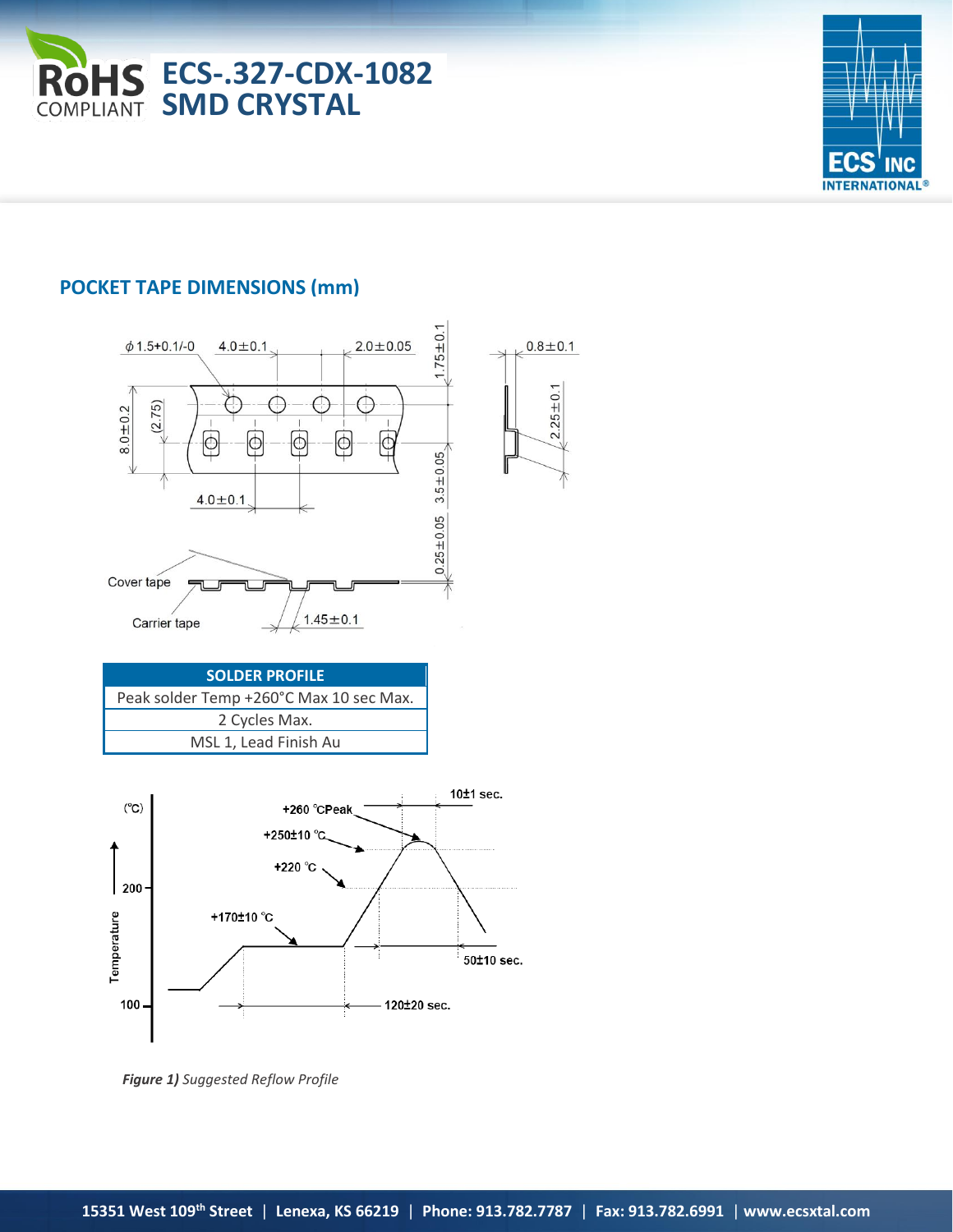# ECS-.327-CDX-1082 SMD CRYSTAL

## POCKET TAPE DIMENSIONS (mm)

ϕ1.5+0.1/-0
4.0±0.1
2.0±0.05
1.75±0.1
0.8±0.1
8.0±0.2
(2.75)
2.25±0.1
3.5±0.05
4.0±0.1
0.25±0.05
Cover tape
Carrier tape
1.45±0.1

| SOLDER PROFILE |
|---|
| Peak solder Temp +260°C Max 10 sec Max. |
| 2 Cycles Max. |
| MSL 1, Lead Finish Au |

(℃)
Temperature
200
100
10±1 sec.
+260 ℃Peak
+250±10 ℃
+220 ℃
+170±10 ℃
50±10 sec.
120±20 sec.

***Figure 1)*** *Suggested Reflow Profile*